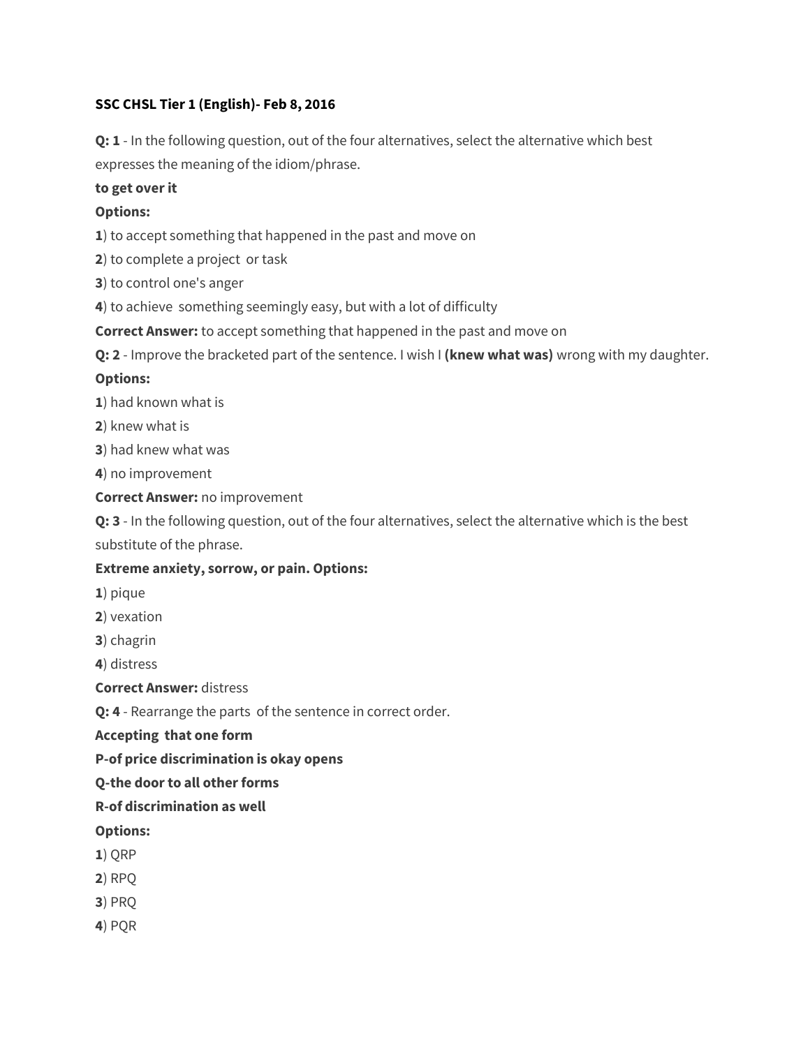**SSC CHSL Tier 1 (English)- Feb 8, 2016**

**Q: 1** - In the following question, out of the four alternatives, select the alternative which best expresses the meaning of the idiom/phrase.

**to get over it**

**Options:**

**1**) to accept something that happened in the past and move on

**2**) to complete a project or task

**3**) to control one's anger

**4**) to achieve something seemingly easy, but with a lot of difficulty

**Correct Answer:** to accept something that happened in the past and move on

**Q: 2** - Improve the bracketed part of the sentence. I wish I **(knew what was)** wrong with my daughter.

**Options:**

**1**) had known what is

**2**) knew what is

**3**) had knew what was

**4**) no improvement

**Correct Answer:** no improvement

**Q: 3** - In the following question, out of the four alternatives, select the alternative which is the best substitute of the phrase.

**Extreme anxiety, sorrow, or pain. Options:**

**1**) pique

**2**) vexation

**3**) chagrin

**4**) distress

**Correct Answer:** distress

**Q: 4** - Rearrange the parts of the sentence in correct order.

**Accepting that one form**

**P-of price discrimination is okay opens**

**Q-the door to all other forms**

**R-of discrimination as well**

**Options:**

**1**) QRP

**2**) RPQ

**3**) PRQ

**4**) PQR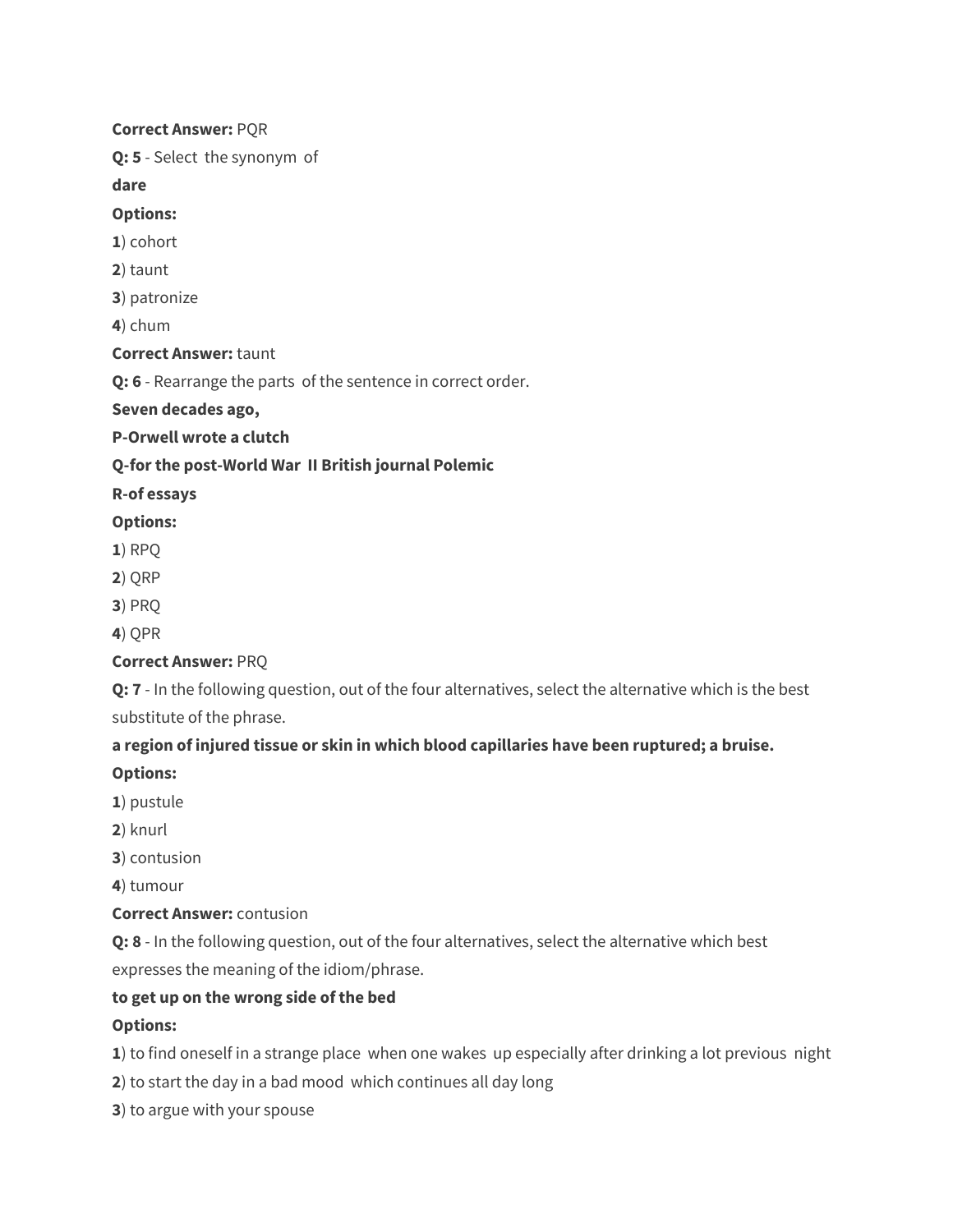**Correct Answer:** PQR

**Q: 5** - Select the synonym of

**dare**

**Options:**

**1**) cohort

**2**) taunt

**3**) patronize

**4**) chum

**Correct Answer:** taunt

**Q: 6** - Rearrange the parts of the sentence in correct order.

**Seven decades ago,**

**P-Orwell wrote a clutch**

**Q-for the post-World War II British journal Polemic**

**R-of essays**

**Options:**

**1**) RPQ

**2**) QRP

**3**) PRQ

**4**) QPR

**Correct Answer:** PRQ

**Q: 7** - In the following question, out of the four alternatives, select the alternative which is the best substitute of the phrase.

**a region of injured tissue or skin in which blood capillaries have been ruptured; a bruise.**

**Options:**

**1**) pustule

**2**) knurl

**3**) contusion

**4**) tumour

**Correct Answer:** contusion

**Q: 8** - In the following question, out of the four alternatives, select the alternative which best expresses the meaning of the idiom/phrase.

**to get up on the wrong side of the bed**

**Options:**

**1**) to find oneself in a strange place when one wakes up especially after drinking a lot previous night

**2**) to start the day in a bad mood which continues all day long

**3**) to argue with your spouse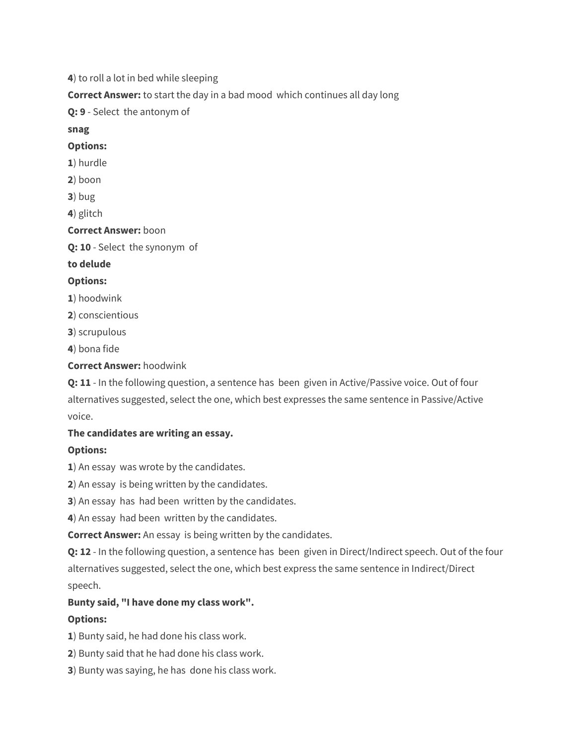**4**) to roll a lot in bed while sleeping

**Correct Answer:** to start the day in a bad mood which continues all day long

**Q: 9** - Select the antonym of

**snag**

**Options:**

**1**) hurdle

**2**) boon

**3**) bug

**4**) glitch

**Correct Answer:** boon

**Q: 10** - Select the synonym of

**to delude**

**Options:**

**1**) hoodwink

**2**) conscientious

**3**) scrupulous

**4**) bona fide

**Correct Answer:** hoodwink

**Q: 11** - In the following question, a sentence has been given in Active/Passive voice. Out of four alternatives suggested, select the one, which best expresses the same sentence in Passive/Active voice.

**The candidates are writing an essay.**

**Options:**

**1**) An essay was wrote by the candidates.

**2**) An essay is being written by the candidates.

**3**) An essay has had been written by the candidates.

**4**) An essay had been written by the candidates.

**Correct Answer:** An essay is being written by the candidates.

**Q: 12** - In the following question, a sentence has been given in Direct/Indirect speech. Out of the four alternatives suggested, select the one, which best express the same sentence in Indirect/Direct speech.

**Bunty said, "I have done my class work".**

**Options:**

**1**) Bunty said, he had done his class work.

**2**) Bunty said that he had done his class work.

**3**) Bunty was saying, he has done his class work.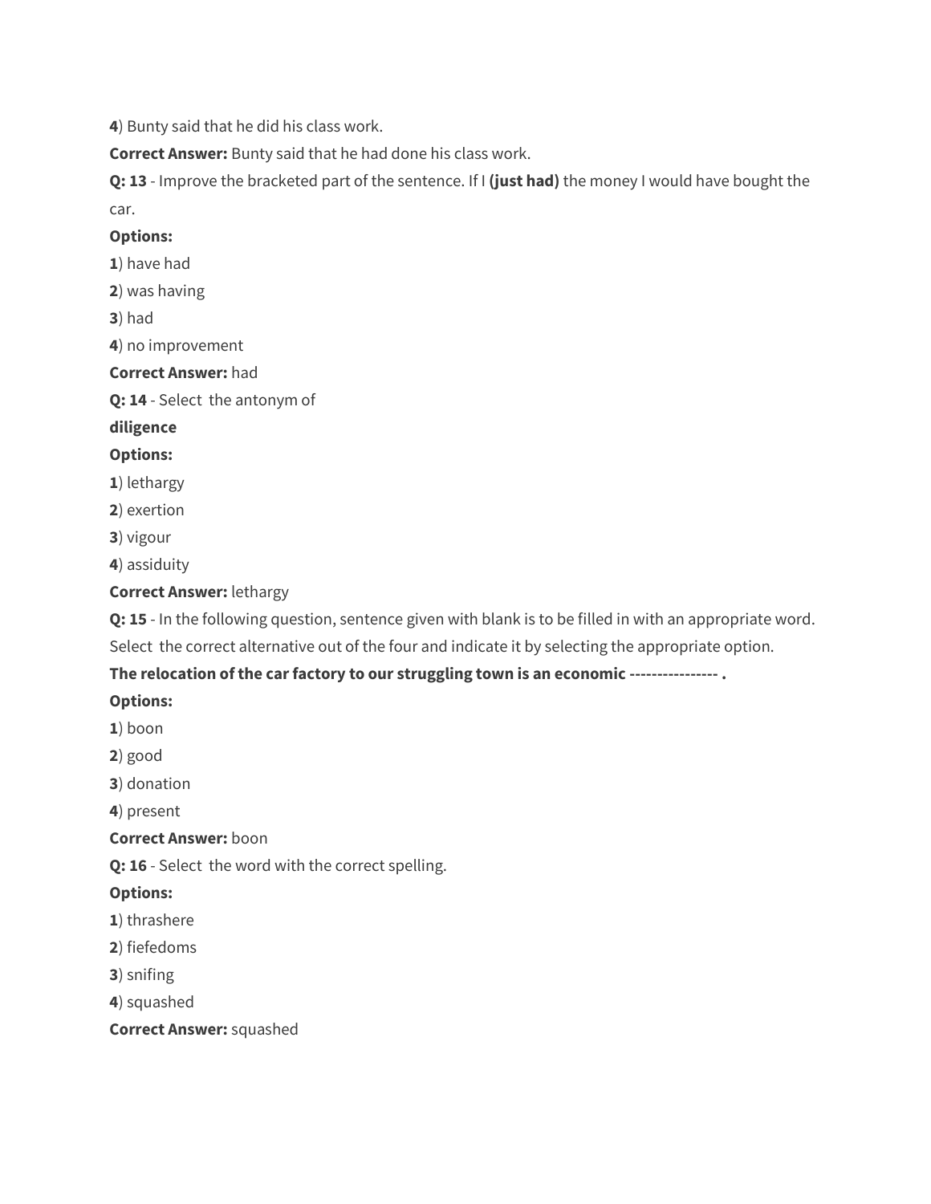**4**) Bunty said that he did his class work.

**Correct Answer:** Bunty said that he had done his class work.

**Q: 13** - Improve the bracketed part of the sentence. If I **(just had)** the money I would have bought the car.

**Options:**

**1**) have had

**2**) was having

**3**) had

**4**) no improvement

**Correct Answer:** had

**Q: 14** - Select the antonym of

**diligence**

**Options:**

**1**) lethargy

**2**) exertion

**3**) vigour

**4**) assiduity

**Correct Answer:** lethargy

**Q: 15** - In the following question, sentence given with blank is to be filled in with an appropriate word. Select the correct alternative out of the four and indicate it by selecting the appropriate option.

**The relocation of the car factory to our struggling town is an economic ---------------- .**

**Options:**

**1**) boon

**2**) good

**3**) donation

**4**) present

**Correct Answer:** boon

**Q: 16** - Select the word with the correct spelling.

**Options:**

**1**) thrashere

**2**) fiefedoms

**3**) snifing

**4**) squashed

**Correct Answer:** squashed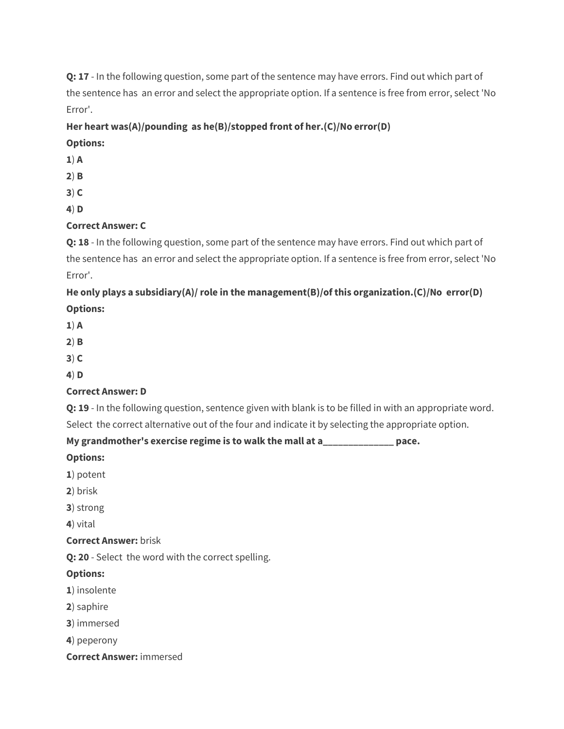**Q: 17** - In the following question, some part of the sentence may have errors. Find out which part of the sentence has an error and select the appropriate option. If a sentence is free from error, select 'No Error'.

**Her heart was(A)/pounding as he(B)/stopped front of her.(C)/No error(D)**

**Options:**

**1**) **A**

**2**) **B**

**3**) **C**

**4**) **D**

**Correct Answer: C**

**Q: 18** - In the following question, some part of the sentence may have errors. Find out which part of the sentence has an error and select the appropriate option. If a sentence is free from error, select 'No Error'.

**He only plays a subsidiary(A)/ role in the management(B)/of this organization.(C)/No error(D)**

**Options:**

**1**) **A**

**2**) **B**

**3**) **C**

**4**) **D**

**Correct Answer: D**

**Q: 19** - In the following question, sentence given with blank is to be filled in with an appropriate word. Select the correct alternative out of the four and indicate it by selecting the appropriate option.

**My grandmother's exercise regime is to walk the mall at a______________ pace.**

**Options:**

**1**) potent

**2**) brisk

**3**) strong

**4**) vital

**Correct Answer:** brisk

**Q: 20** - Select the word with the correct spelling.

**Options:**

**1**) insolente

**2**) saphire

**3**) immersed

**4**) peperony

**Correct Answer:** immersed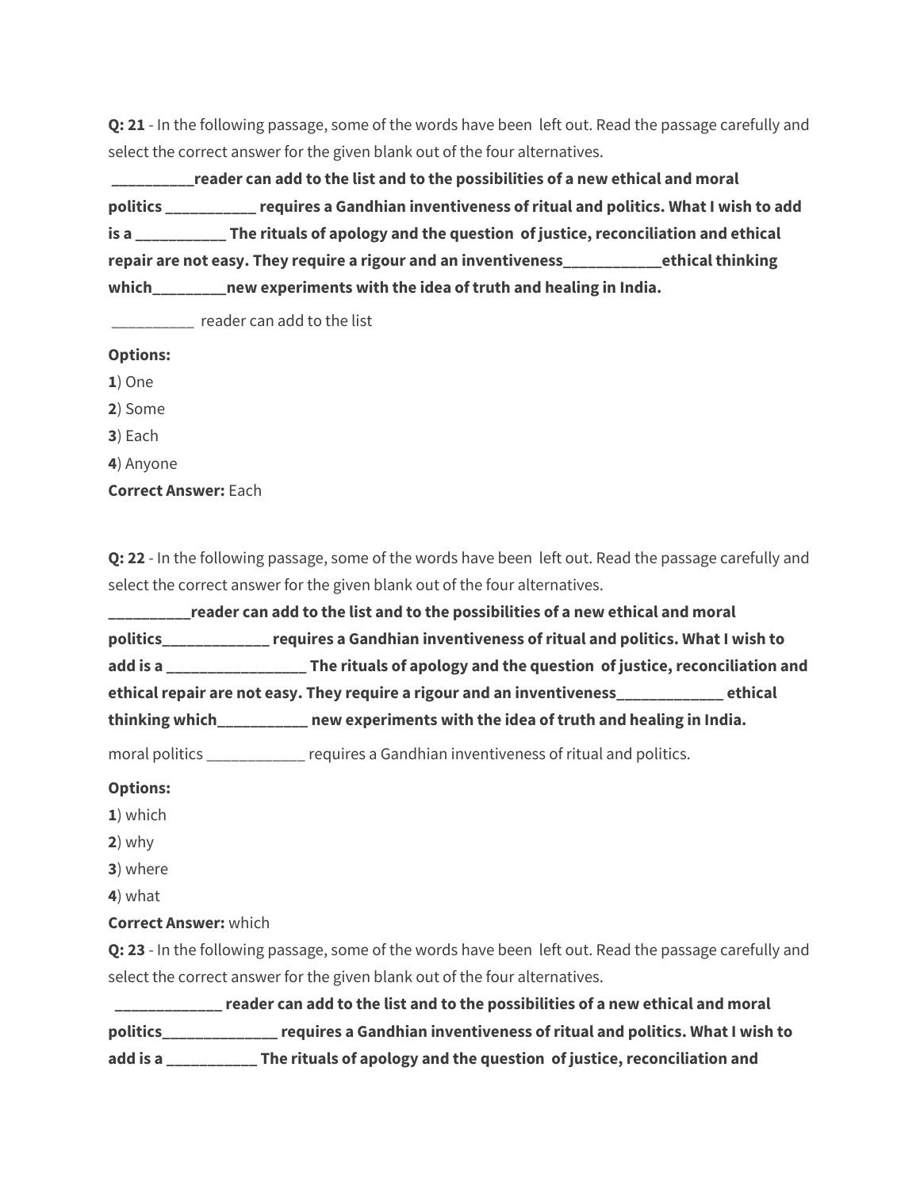**Q: 21** - In the following passage, some of the words have been left out. Read the passage carefully and select the correct answer for the given blank out of the four alternatives.

**__________reader can add to the list and to the possibilities of a new ethical and moral politics ___________ requires a Gandhian inventiveness of ritual and politics. What I wish to add is a ___________ The rituals of apology and the question of justice, reconciliation and ethical repair are not easy. They require a rigour and an inventiveness____________ethical thinking which_________new experiments with the idea of truth and healing in India.**

__________ reader can add to the list

**Options:**

**1**) One

**2**) Some

**3**) Each

**4**) Anyone

**Correct Answer:** Each

**Q: 22** - In the following passage, some of the words have been left out. Read the passage carefully and select the correct answer for the given blank out of the four alternatives.

**__________reader can add to the list and to the possibilities of a new ethical and moral politics_____________ requires a Gandhian inventiveness of ritual and politics. What I wish to add is a _________________ The rituals of apology and the question of justice, reconciliation and ethical repair are not easy. They require a rigour and an inventiveness_____________ ethical thinking which___________ new experiments with the idea of truth and healing in India.**

moral politics ____________ requires a Gandhian inventiveness of ritual and politics.

**Options:**

**1**) which

**2**) why

**3**) where

**4**) what

**Correct Answer:** which

**Q: 23** - In the following passage, some of the words have been left out. Read the passage carefully and select the correct answer for the given blank out of the four alternatives.

**_____________ reader can add to the list and to the possibilities of a new ethical and moral politics______________ requires a Gandhian inventiveness of ritual and politics. What I wish to add is a ___________ The rituals of apology and the question of justice, reconciliation and**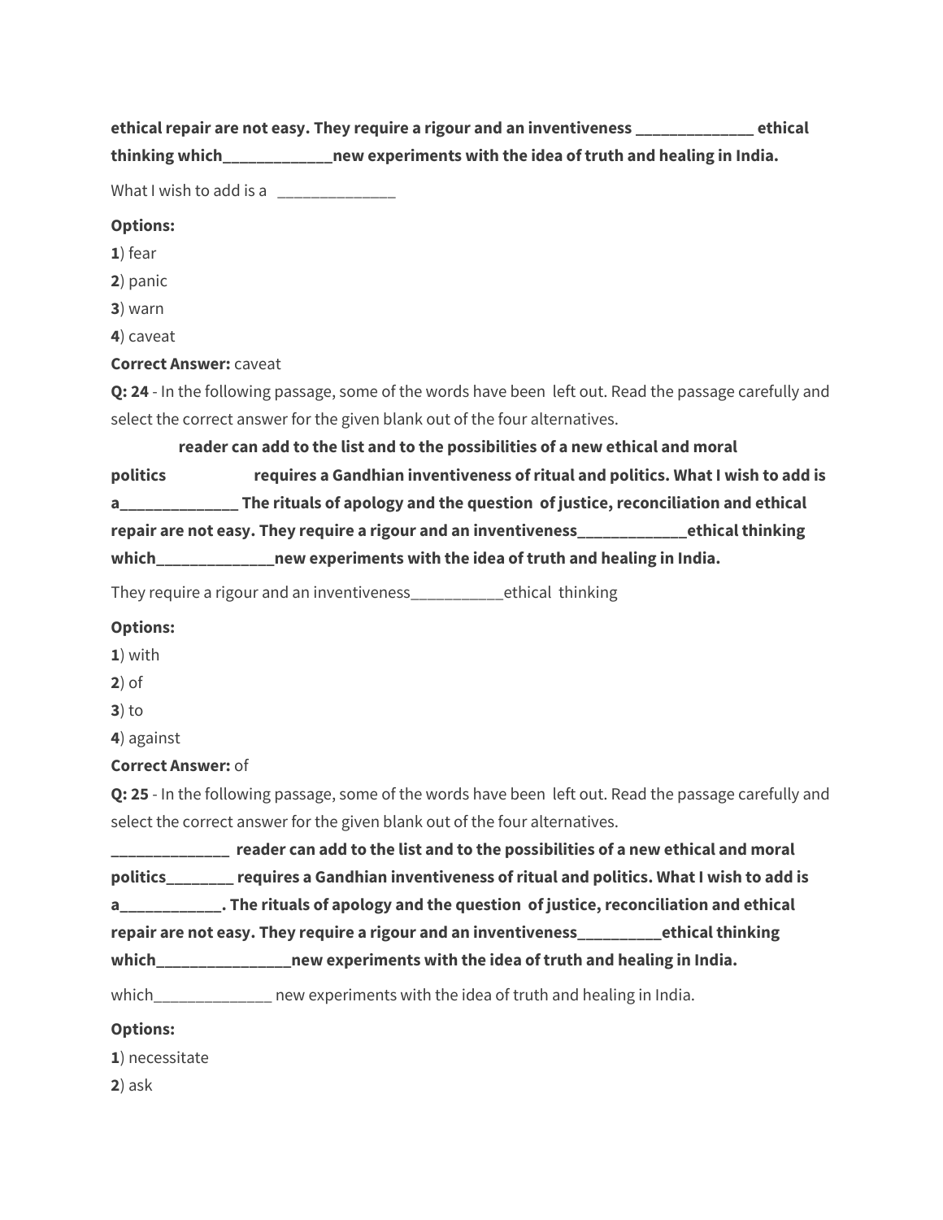**ethical repair are not easy. They require a rigour and an inventiveness ______________ ethical thinking which_____________new experiments with the idea of truth and healing in India.**

What I wish to add is a ______________

**Options:**

**1**) fear

**2**) panic

**3**) warn

**4**) caveat

**Correct Answer:** caveat

**Q: 24** - In the following passage, some of the words have been left out. Read the passage carefully and select the correct answer for the given blank out of the four alternatives.

**reader can add to the list and to the possibilities of a new ethical and moral politics requires a Gandhian inventiveness of ritual and politics. What I wish to add is a______________ The rituals of apology and the question of justice, reconciliation and ethical repair are not easy. They require a rigour and an inventiveness_____________ethical thinking which______________new experiments with the idea of truth and healing in India.**

They require a rigour and an inventiveness___________ethical thinking

**Options:**

**1**) with

**2**) of

**3**) to

**4**) against

**Correct Answer:** of

**Q: 25** - In the following passage, some of the words have been left out. Read the passage carefully and select the correct answer for the given blank out of the four alternatives.

**______________ reader can add to the list and to the possibilities of a new ethical and moral politics________ requires a Gandhian inventiveness of ritual and politics. What I wish to add is a____________. The rituals of apology and the question of justice, reconciliation and ethical repair are not easy. They require a rigour and an inventiveness__________ethical thinking which________________new experiments with the idea of truth and healing in India.**

which______________ new experiments with the idea of truth and healing in India.

**Options:**

**1**) necessitate

**2**) ask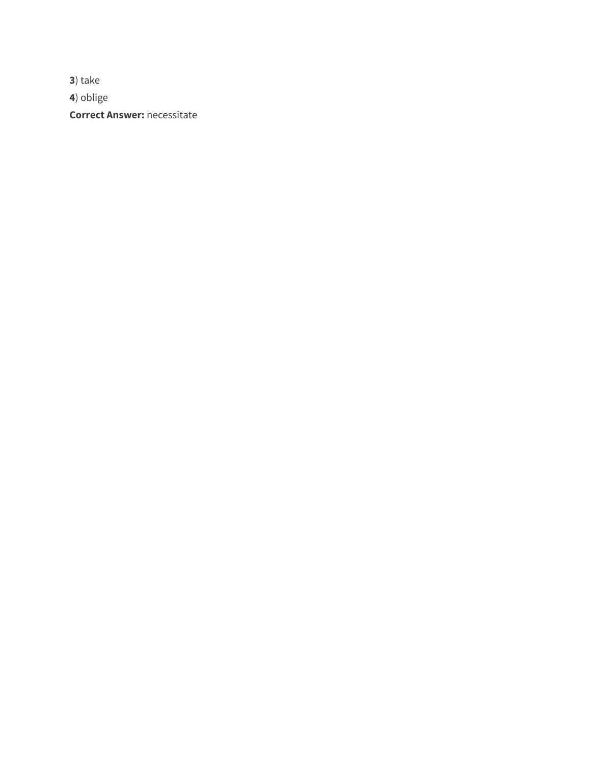**3**) take

**4**) oblige

**Correct Answer:** necessitate